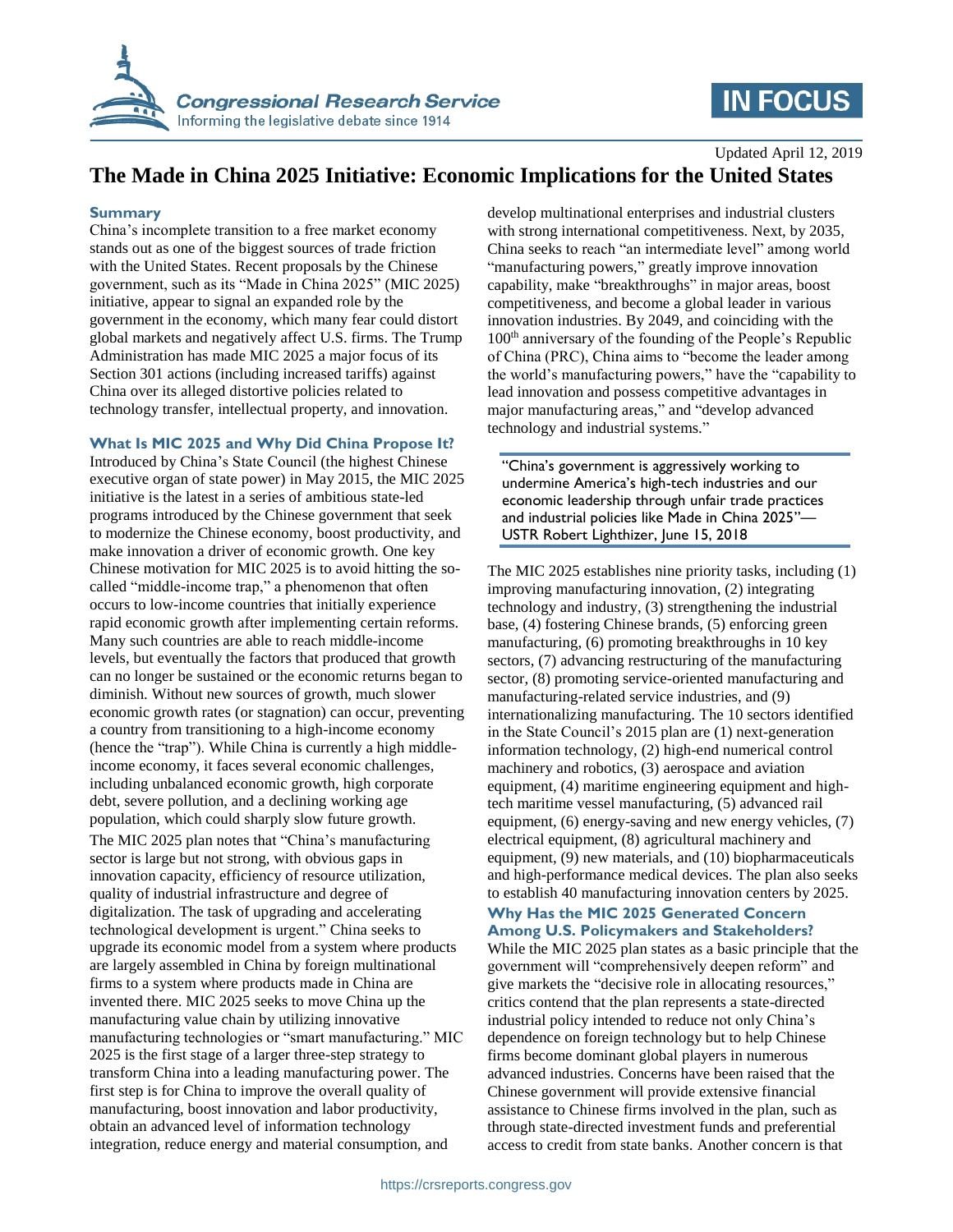Updated April 12, 2019

# The Made in China 2025 Initiative: Economic Implications for the United States

## Summary

China's incomplete transition to a free market economy stands out as one of the biggest sources of trade friction with the United States. Recent proposals by the Chinese government, such as its "Made in China 2025" (MIC 2025) initiative, appear to signal an expanded role by the government in the economy, which many fear could distort global markets and negatively affect U.S. firms. The Trump Administration has made MIC 2025 a major focus of its Section 301 actions (including increased tariffs) against China over its alleged distortive policies related to technology transfer, intellectual property, and innovation.

## What Is MIC 2025 and Why Did China Propose It?

Introduced by China's State Council (the highest Chinese executive organ of state power) in May 2015, the MIC 2025 initiative is the latest in a series of ambitious state-led programs introduced by the Chinese government that seek to modernize the Chinese economy, boost productivity, and make innovation a driver of economic growth. One key Chinese motivation for MIC 2025 is to avoid hitting the so-called "middle-income trap," a phenomenon that often occurs to low-income countries that initially experience rapid economic growth after implementing certain reforms. Many such countries are able to reach middle-income levels, but eventually the factors that produced that growth can no longer be sustained or the economic returns began to diminish. Without new sources of growth, much slower economic growth rates (or stagnation) can occur, preventing a country from transitioning to a high-income economy (hence the "trap"). While China is currently a high middle-income economy, it faces several economic challenges, including unbalanced economic growth, high corporate debt, severe pollution, and a declining working age population, which could sharply slow future growth.

The MIC 2025 plan notes that "China's manufacturing sector is large but not strong, with obvious gaps in innovation capacity, efficiency of resource utilization, quality of industrial infrastructure and degree of digitalization. The task of upgrading and accelerating technological development is urgent." China seeks to upgrade its economic model from a system where products are largely assembled in China by foreign multinational firms to a system where products made in China are invented there. MIC 2025 seeks to move China up the manufacturing value chain by utilizing innovative manufacturing technologies or "smart manufacturing." MIC 2025 is the first stage of a larger three-step strategy to transform China into a leading manufacturing power. The first step is for China to improve the overall quality of manufacturing, boost innovation and labor productivity, obtain an advanced level of information technology integration, reduce energy and material consumption, and develop multinational enterprises and industrial clusters with strong international competitiveness. Next, by 2035, China seeks to reach "an intermediate level" among world "manufacturing powers," greatly improve innovation capability, make "breakthroughs" in major areas, boost competitiveness, and become a global leader in various innovation industries. By 2049, and coinciding with the 100th anniversary of the founding of the People's Republic of China (PRC), China aims to "become the leader among the world's manufacturing powers," have the "capability to lead innovation and possess competitive advantages in major manufacturing areas," and "develop advanced technology and industrial systems."

> "China's government is aggressively working to undermine America's high-tech industries and our economic leadership through unfair trade practices and industrial policies like Made in China 2025"—USTR Robert Lighthizer, June 15, 2018

The MIC 2025 establishes nine priority tasks, including (1) improving manufacturing innovation, (2) integrating technology and industry, (3) strengthening the industrial base, (4) fostering Chinese brands, (5) enforcing green manufacturing, (6) promoting breakthroughs in 10 key sectors, (7) advancing restructuring of the manufacturing sector, (8) promoting service-oriented manufacturing and manufacturing-related service industries, and (9) internationalizing manufacturing. The 10 sectors identified in the State Council's 2015 plan are (1) next-generation information technology, (2) high-end numerical control machinery and robotics, (3) aerospace and aviation equipment, (4) maritime engineering equipment and high-tech maritime vessel manufacturing, (5) advanced rail equipment, (6) energy-saving and new energy vehicles, (7) electrical equipment, (8) agricultural machinery and equipment, (9) new materials, and (10) biopharmaceuticals and high-performance medical devices. The plan also seeks to establish 40 manufacturing innovation centers by 2025.

## Why Has the MIC 2025 Generated Concern Among U.S. Policymakers and Stakeholders?

While the MIC 2025 plan states as a basic principle that the government will "comprehensively deepen reform" and give markets the "decisive role in allocating resources," critics contend that the plan represents a state-directed industrial policy intended to reduce not only China's dependence on foreign technology but to help Chinese firms become dominant global players in numerous advanced industries. Concerns have been raised that the Chinese government will provide extensive financial assistance to Chinese firms involved in the plan, such as through state-directed investment funds and preferential access to credit from state banks. Another concern is that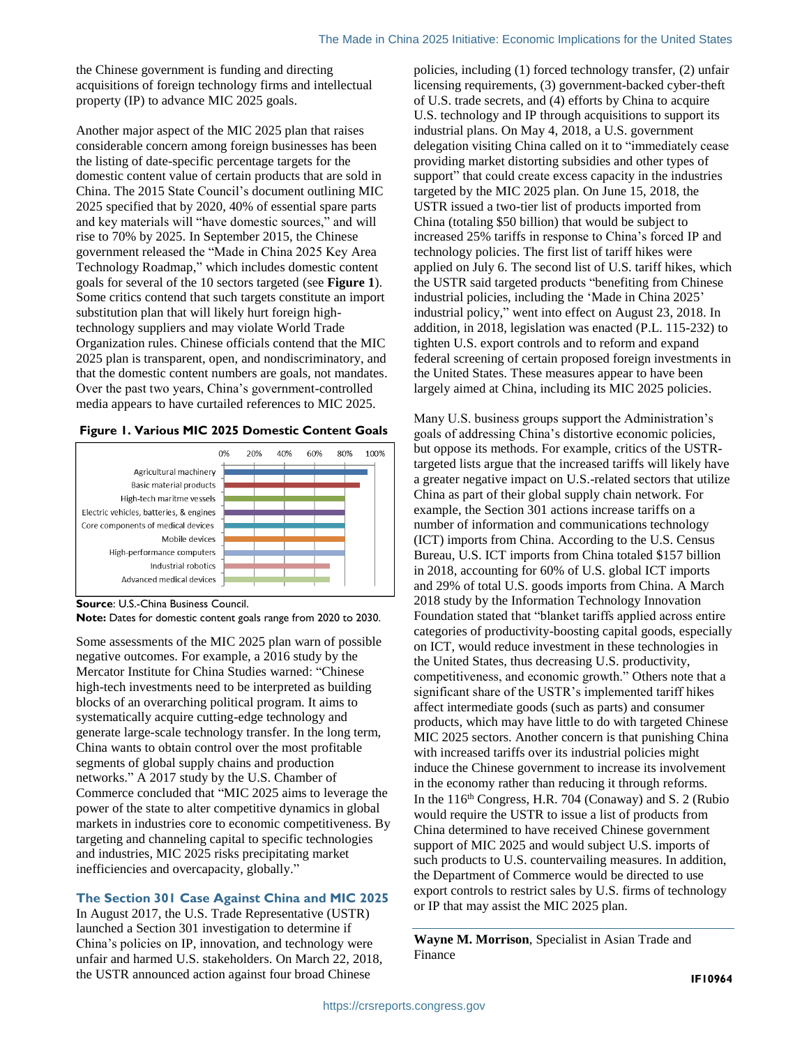the Chinese government is funding and directing acquisitions of foreign technology firms and intellectual property (IP) to advance MIC 2025 goals.

Another major aspect of the MIC 2025 plan that raises considerable concern among foreign businesses has been the listing of date-specific percentage targets for the domestic content value of certain products that are sold in China. The 2015 State Council's document outlining MIC 2025 specified that by 2020, 40% of essential spare parts and key materials will "have domestic sources," and will rise to 70% by 2025. In September 2015, the Chinese government released the "Made in China 2025 Key Area Technology Roadmap," which includes domestic content goals for several of the 10 sectors targeted (see **Figure 1**). Some critics contend that such targets constitute an import substitution plan that will likely hurt foreign high-technology suppliers and may violate World Trade Organization rules. Chinese officials contend that the MIC 2025 plan is transparent, open, and nondiscriminatory, and that the domestic content numbers are goals, not mandates. Over the past two years, China's government-controlled media appears to have curtailed references to MIC 2025.

**Figure 1. Various MIC 2025 Domestic Content Goals**

| Sector | Domestic Content Goal |
| --- | --- |
| Agricultural machinery | ~95% |
| Basic material products | ~90% |
| High-tech maritme vessels | 80% |
| Electric vehicles, batteries, & engines | 80% |
| Core components of medical devices | 80% |
| Mobile devices | 80% |
| High-performance computers | 80% |
| Industrial robotics | 70% |
| Advanced medical devices | 70% |

**Source**: U.S.-China Business Council.
**Note:** Dates for domestic content goals range from 2020 to 2030.

Some assessments of the MIC 2025 plan warn of possible negative outcomes. For example, a 2016 study by the Mercator Institute for China Studies warned: "Chinese high-tech investments need to be interpreted as building blocks of an overarching political program. It aims to systematically acquire cutting-edge technology and generate large-scale technology transfer. In the long term, China wants to obtain control over the most profitable segments of global supply chains and production networks." A 2017 study by the U.S. Chamber of Commerce concluded that "MIC 2025 aims to leverage the power of the state to alter competitive dynamics in global markets in industries core to economic competitiveness. By targeting and channeling capital to specific technologies and industries, MIC 2025 risks precipitating market inefficiencies and overcapacity, globally."

## The Section 301 Case Against China and MIC 2025

In August 2017, the U.S. Trade Representative (USTR) launched a Section 301 investigation to determine if China's policies on IP, innovation, and technology were unfair and harmed U.S. stakeholders. On March 22, 2018, the USTR announced action against four broad Chinese policies, including (1) forced technology transfer, (2) unfair licensing requirements, (3) government-backed cyber-theft of U.S. trade secrets, and (4) efforts by China to acquire U.S. technology and IP through acquisitions to support its industrial plans. On May 4, 2018, a U.S. government delegation visiting China called on it to "immediately cease providing market distorting subsidies and other types of support" that could create excess capacity in the industries targeted by the MIC 2025 plan. On June 15, 2018, the USTR issued a two-tier list of products imported from China (totaling $50 billion) that would be subject to increased 25% tariffs in response to China's forced IP and technology policies. The first list of tariff hikes were applied on July 6. The second list of U.S. tariff hikes, which the USTR said targeted products "benefiting from Chinese industrial policies, including the 'Made in China 2025' industrial policy," went into effect on August 23, 2018. In addition, in 2018, legislation was enacted (P.L. 115-232) to tighten U.S. export controls and to reform and expand federal screening of certain proposed foreign investments in the United States. These measures appear to have been largely aimed at China, including its MIC 2025 policies.

Many U.S. business groups support the Administration's goals of addressing China's distortive economic policies, but oppose its methods. For example, critics of the USTR-targeted lists argue that the increased tariffs will likely have a greater negative impact on U.S.-related sectors that utilize China as part of their global supply chain network. For example, the Section 301 actions increase tariffs on a number of information and communications technology (ICT) imports from China. According to the U.S. Census Bureau, U.S. ICT imports from China totaled $157 billion in 2018, accounting for 60% of U.S. global ICT imports and 29% of total U.S. goods imports from China. A March 2018 study by the Information Technology Innovation Foundation stated that "blanket tariffs applied across entire categories of productivity-boosting capital goods, especially on ICT, would reduce investment in these technologies in the United States, thus decreasing U.S. productivity, competitiveness, and economic growth." Others note that a significant share of the USTR's implemented tariff hikes affect intermediate goods (such as parts) and consumer products, which may have little to do with targeted Chinese MIC 2025 sectors. Another concern is that punishing China with increased tariffs over its industrial policies might induce the Chinese government to increase its involvement in the economy rather than reducing it through reforms. In the 116th Congress, H.R. 704 (Conaway) and S. 2 (Rubio would require the USTR to issue a list of products from China determined to have received Chinese government support of MIC 2025 and would subject U.S. imports of such products to U.S. countervailing measures. In addition, the Department of Commerce would be directed to use export controls to restrict sales by U.S. firms of technology or IP that may assist the MIC 2025 plan.

**Wayne M. Morrison**, Specialist in Asian Trade and Finance

**IF10964**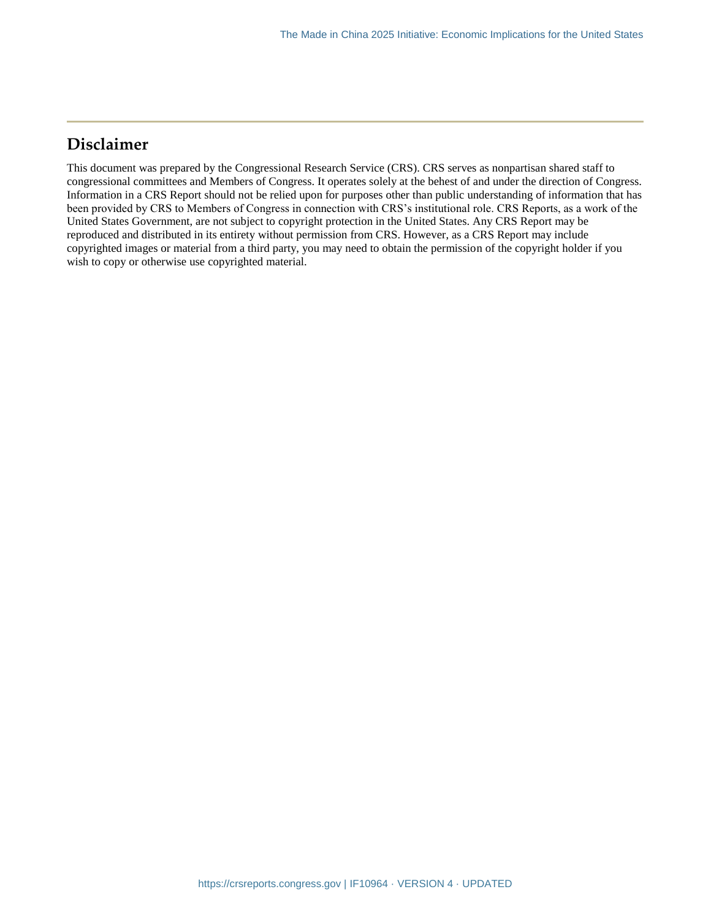## Disclaimer

This document was prepared by the Congressional Research Service (CRS). CRS serves as nonpartisan shared staff to congressional committees and Members of Congress. It operates solely at the behest of and under the direction of Congress. Information in a CRS Report should not be relied upon for purposes other than public understanding of information that has been provided by CRS to Members of Congress in connection with CRS's institutional role. CRS Reports, as a work of the United States Government, are not subject to copyright protection in the United States. Any CRS Report may be reproduced and distributed in its entirety without permission from CRS. However, as a CRS Report may include copyrighted images or material from a third party, you may need to obtain the permission of the copyright holder if you wish to copy or otherwise use copyrighted material.